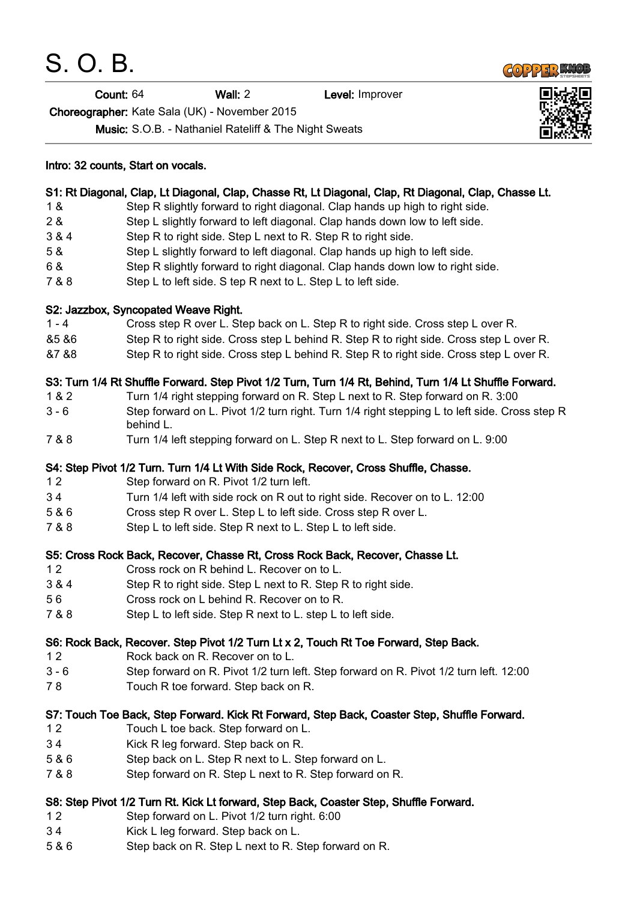# S. O. B.

**Count:** 64 **Wall:** 2 **Level:** Improver

**Choreographer:** Kate Sala (UK) - November 2015

**Music:** S.O.B. - Nathaniel Rateliff & The Night Sweats

**Intro: 32 counts, Start on vocals.**

**S1: Rt Diagonal, Clap, Lt Diagonal, Clap, Chasse Rt, Lt Diagonal, Clap, Rt Diagonal, Clap, Chasse Lt.**

| | |
|---|---|
| 1 & | Step R slightly forward to right diagonal. Clap hands up high to right side. |
| 2 & | Step L slightly forward to left diagonal. Clap hands down low to left side. |
| 3 & 4 | Step R to right side. Step L next to R. Step R to right side. |
| 5 & | Step L slightly forward to left diagonal. Clap hands up high to left side. |
| 6 & | Step R slightly forward to right diagonal. Clap hands down low to right side. |
| 7 & 8 | Step L to left side. S tep R next to L. Step L to left side. |

**S2: Jazzbox, Syncopated Weave Right.**

| | |
|---|---|
| 1 - 4 | Cross step R over L. Step back on L. Step R to right side. Cross step L over R. |
| &5 &6 | Step R to right side. Cross step L behind R. Step R to right side. Cross step L over R. |
| &7 &8 | Step R to right side. Cross step L behind R. Step R to right side. Cross step L over R. |

**S3: Turn 1/4 Rt Shuffle Forward. Step Pivot 1/2 Turn, Turn 1/4 Rt, Behind, Turn 1/4 Lt Shuffle Forward.**

| | |
|---|---|
| 1 & 2 | Turn 1/4 right stepping forward on R. Step L next to R. Step forward on R. 3:00 |
| 3 - 6 | Step forward on L. Pivot 1/2 turn right. Turn 1/4 right stepping L to left side. Cross step R behind L. |
| 7 & 8 | Turn 1/4 left stepping forward on L. Step R next to L. Step forward on L. 9:00 |

**S4: Step Pivot 1/2 Turn. Turn 1/4 Lt With Side Rock, Recover, Cross Shuffle, Chasse.**

| | |
|---|---|
| 1 2 | Step forward on R. Pivot 1/2 turn left. |
| 3 4 | Turn 1/4 left with side rock on R out to right side. Recover on to L. 12:00 |
| 5 & 6 | Cross step R over L. Step L to left side. Cross step R over L. |
| 7 & 8 | Step L to left side. Step R next to L. Step L to left side. |

**S5: Cross Rock Back, Recover, Chasse Rt, Cross Rock Back, Recover, Chasse Lt.**

| | |
|---|---|
| 1 2 | Cross rock on R behind L. Recover on to L. |
| 3 & 4 | Step R to right side. Step L next to R. Step R to right side. |
| 5 6 | Cross rock on L behind R. Recover on to R. |
| 7 & 8 | Step L to left side. Step R next to L. step L to left side. |

**S6: Rock Back, Recover. Step Pivot 1/2 Turn Lt x 2, Touch Rt Toe Forward, Step Back.**

| | |
|---|---|
| 1 2 | Rock back on R. Recover on to L. |
| 3 - 6 | Step forward on R. Pivot 1/2 turn left. Step forward on R. Pivot 1/2 turn left. 12:00 |
| 7 8 | Touch R toe forward. Step back on R. |

**S7: Touch Toe Back, Step Forward. Kick Rt Forward, Step Back, Coaster Step, Shuffle Forward.**

| | |
|---|---|
| 1 2 | Touch L toe back. Step forward on L. |
| 3 4 | Kick R leg forward. Step back on R. |
| 5 & 6 | Step back on L. Step R next to L. Step forward on L. |
| 7 & 8 | Step forward on R. Step L next to R. Step forward on R. |

**S8: Step Pivot 1/2 Turn Rt. Kick Lt forward, Step Back, Coaster Step, Shuffle Forward.**

| | |
|---|---|
| 1 2 | Step forward on L. Pivot 1/2 turn right. 6:00 |
| 3 4 | Kick L leg forward. Step back on L. |
| 5 & 6 | Step back on R. Step L next to R. Step forward on R. |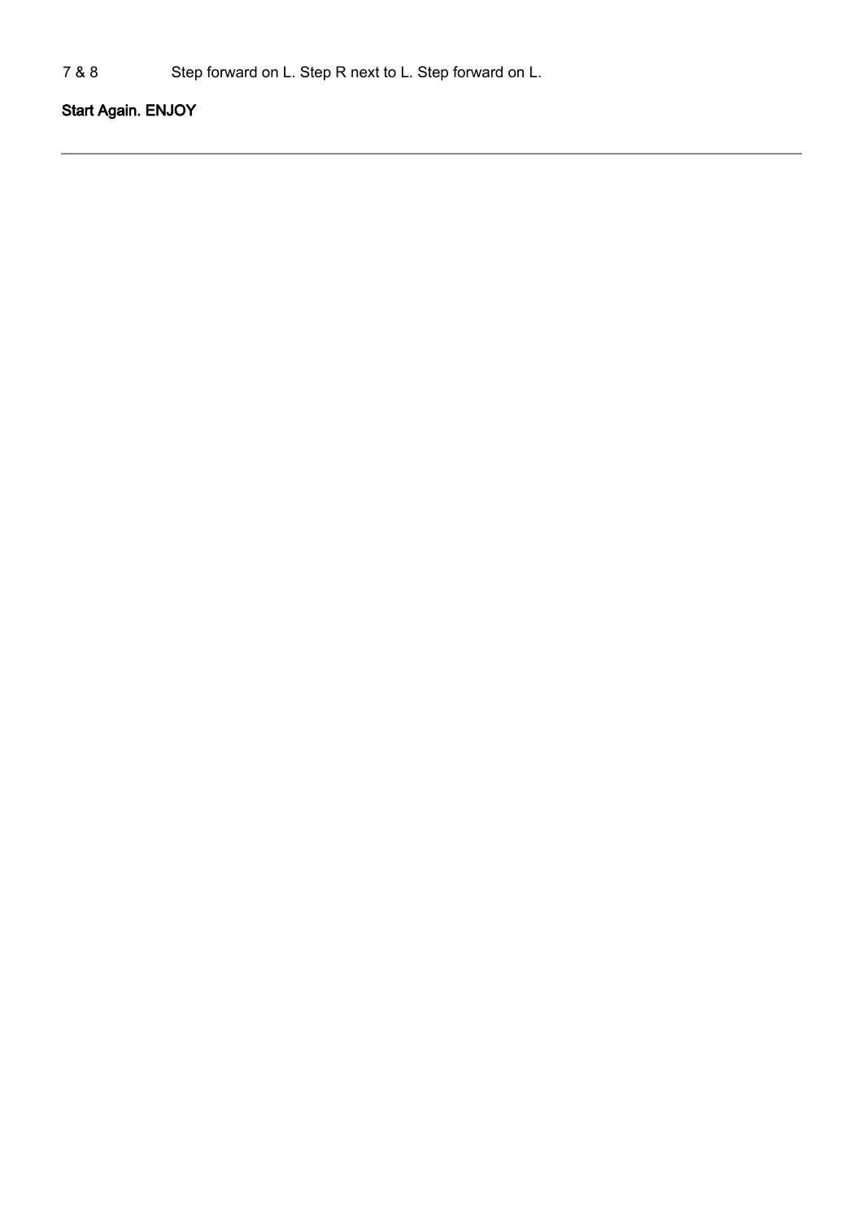7 & 8    Step forward on L. Step R next to L. Step forward on L.

**Start Again. ENJOY**

---